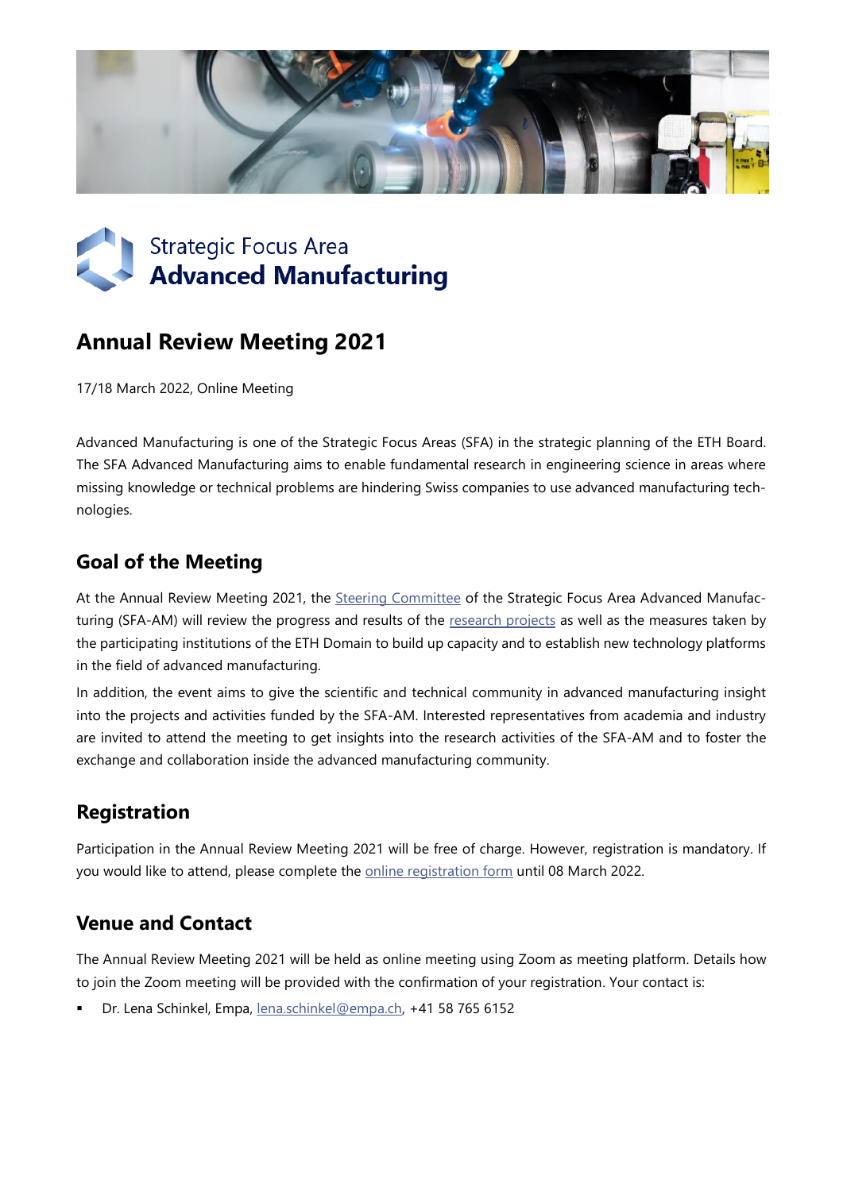Strategic Focus Area
**Advanced Manufacturing**

# Annual Review Meeting 2021

17/18 March 2022, Online Meeting

Advanced Manufacturing is one of the Strategic Focus Areas (SFA) in the strategic planning of the ETH Board. The SFA Advanced Manufacturing aims to enable fundamental research in engineering science in areas where missing knowledge or technical problems are hindering Swiss companies to use advanced manufacturing technologies.

## Goal of the Meeting

At the Annual Review Meeting 2021, the Steering Committee of the Strategic Focus Area Advanced Manufacturing (SFA-AM) will review the progress and results of the research projects as well as the measures taken by the participating institutions of the ETH Domain to build up capacity and to establish new technology platforms in the field of advanced manufacturing.

In addition, the event aims to give the scientific and technical community in advanced manufacturing insight into the projects and activities funded by the SFA-AM. Interested representatives from academia and industry are invited to attend the meeting to get insights into the research activities of the SFA-AM and to foster the exchange and collaboration inside the advanced manufacturing community.

## Registration

Participation in the Annual Review Meeting 2021 will be free of charge. However, registration is mandatory. If you would like to attend, please complete the online registration form until 08 March 2022.

## Venue and Contact

The Annual Review Meeting 2021 will be held as online meeting using Zoom as meeting platform. Details how to join the Zoom meeting will be provided with the confirmation of your registration. Your contact is:

- Dr. Lena Schinkel, Empa, lena.schinkel@empa.ch, +41 58 765 6152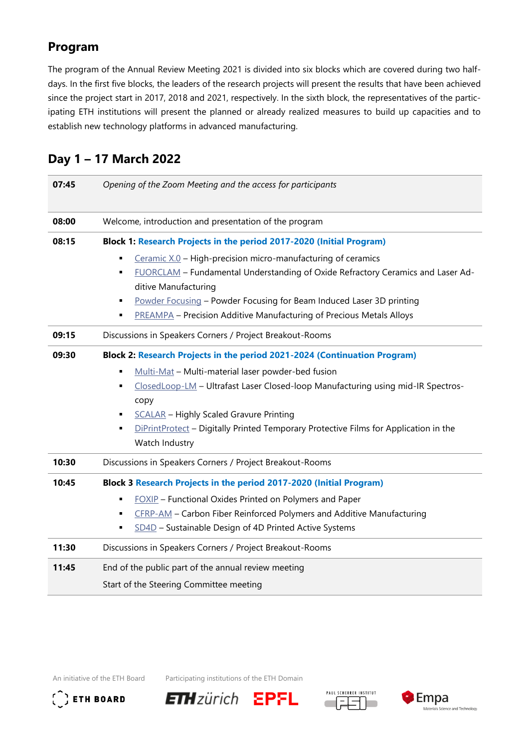## Program

The program of the Annual Review Meeting 2021 is divided into six blocks which are covered during two half-days. In the first five blocks, the leaders of the research projects will present the results that have been achieved since the project start in 2017, 2018 and 2021, respectively. In the sixth block, the representatives of the participating ETH institutions will present the planned or already realized measures to build up capacities and to establish new technology platforms in advanced manufacturing.

## Day 1 – 17 March 2022

| Time | Program |
|---|---|
| **07:45** | *Opening of the Zoom Meeting and the access for participants* |
| **08:00** | Welcome, introduction and presentation of the program |
| **08:15** | **Block 1: Research Projects in the period 2017-2020 (Initial Program)**<br>▪ Ceramic X.0 – High-precision micro-manufacturing of ceramics<br>▪ FUORCLAM – Fundamental Understanding of Oxide Refractory Ceramics and Laser Additive Manufacturing<br>▪ Powder Focusing – Powder Focusing for Beam Induced Laser 3D printing<br>▪ PREAMPA – Precision Additive Manufacturing of Precious Metals Alloys |
| **09:15** | Discussions in Speakers Corners / Project Breakout-Rooms |
| **09:30** | **Block 2: Research Projects in the period 2021-2024 (Continuation Program)**<br>▪ Multi-Mat – Multi-material laser powder-bed fusion<br>▪ ClosedLoop-LM – Ultrafast Laser Closed-loop Manufacturing using mid-IR Spectroscopy<br>▪ SCALAR – Highly Scaled Gravure Printing<br>▪ DiPrintProtect – Digitally Printed Temporary Protective Films for Application in the Watch Industry |
| **10:30** | Discussions in Speakers Corners / Project Breakout-Rooms |
| **10:45** | **Block 3 Research Projects in the period 2017-2020 (Initial Program)**<br>▪ FOXIP – Functional Oxides Printed on Polymers and Paper<br>▪ CFRP-AM – Carbon Fiber Reinforced Polymers and Additive Manufacturing<br>▪ SD4D – Sustainable Design of 4D Printed Active Systems |
| **11:30** | Discussions in Speakers Corners / Project Breakout-Rooms |
| **11:45** | End of the public part of the annual review meeting<br>Start of the Steering Committee meeting |

An initiative of the ETH Board

Participating institutions of the ETH Domain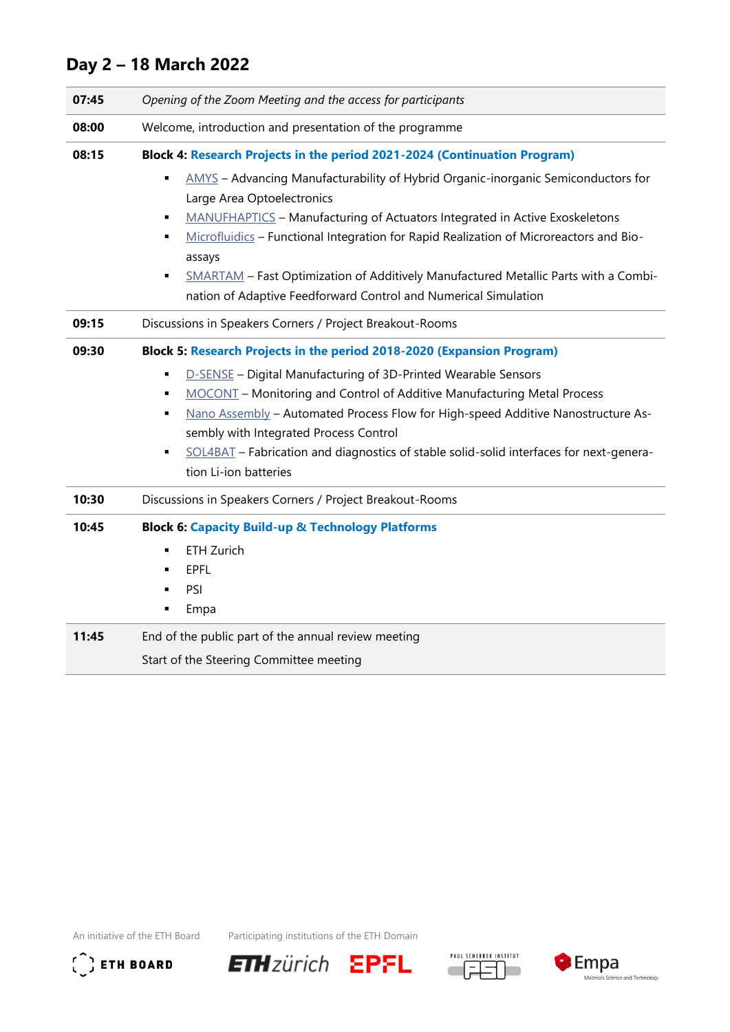## Day 2 – 18 March 2022

| | |
|---|---|
| **07:45** | *Opening of the Zoom Meeting and the access for participants* |
| **08:00** | Welcome, introduction and presentation of the programme |
| **08:15** | **Block 4: Research Projects in the period 2021-2024 (Continuation Program)**<br>▪ AMYS – Advancing Manufacturability of Hybrid Organic-inorganic Semiconductors for Large Area Optoelectronics<br>▪ MANUFHAPTICS – Manufacturing of Actuators Integrated in Active Exoskeletons<br>▪ Microfluidics – Functional Integration for Rapid Realization of Microreactors and Bio-assays<br>▪ SMARTAM – Fast Optimization of Additively Manufactured Metallic Parts with a Combination of Adaptive Feedforward Control and Numerical Simulation |
| **09:15** | Discussions in Speakers Corners / Project Breakout-Rooms |
| **09:30** | **Block 5: Research Projects in the period 2018-2020 (Expansion Program)**<br>▪ D-SENSE – Digital Manufacturing of 3D-Printed Wearable Sensors<br>▪ MOCONT – Monitoring and Control of Additive Manufacturing Metal Process<br>▪ Nano Assembly – Automated Process Flow for High-speed Additive Nanostructure Assembly with Integrated Process Control<br>▪ SOL4BAT – Fabrication and diagnostics of stable solid-solid interfaces for next-generation Li-ion batteries |
| **10:30** | Discussions in Speakers Corners / Project Breakout-Rooms |
| **10:45** | **Block 6: Capacity Build-up & Technology Platforms**<br>▪ ETH Zurich<br>▪ EPFL<br>▪ PSI<br>▪ Empa |
| **11:45** | End of the public part of the annual review meeting<br>Start of the Steering Committee meeting |

An initiative of the ETH Board

Participating institutions of the ETH Domain

ETH BOARD

ETH zürich EPFL PAUL SCHERRER INSTITUT PSI Empa Materials Science and Technology